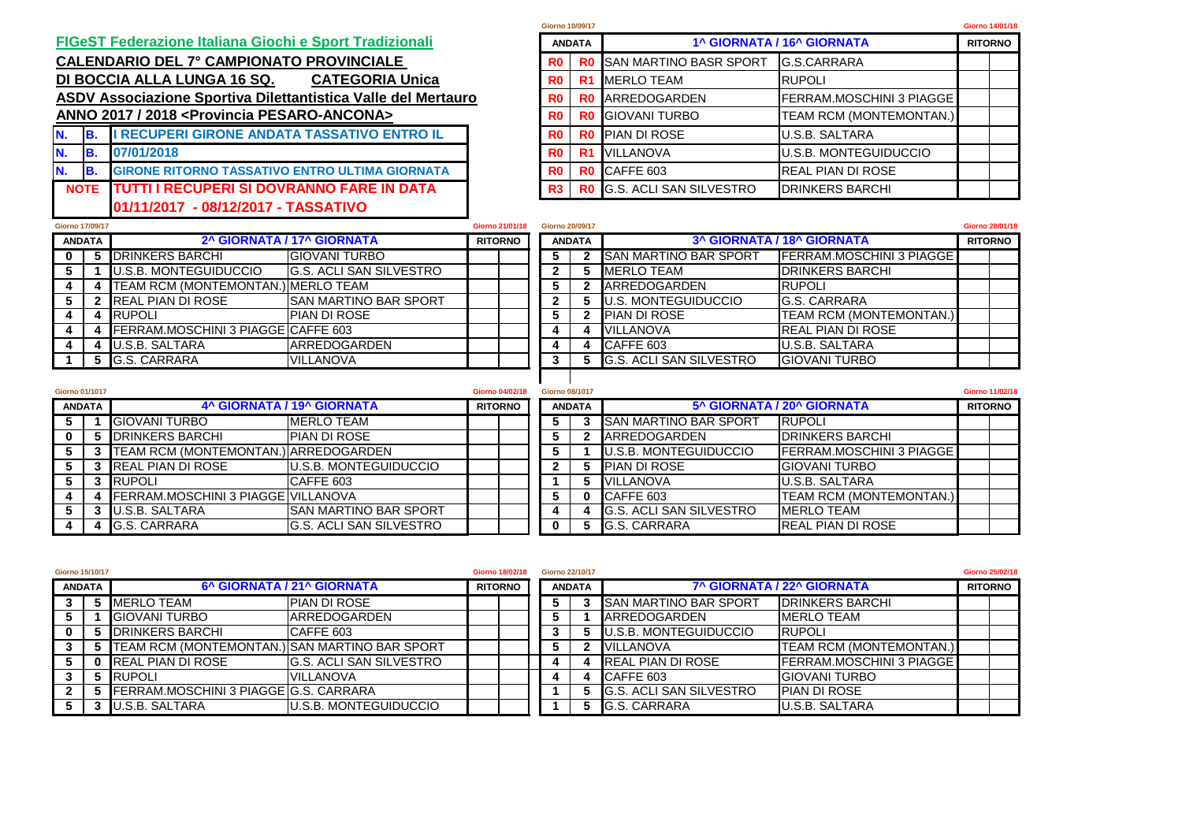**FIGeST Federazione Italiana Giochi e Sport Tradizionali**

**CALENDARIO DEL 7° CAMPIONATO PROVINCIALE**

**DI BOCCIA ALLA LUNGA 16 SQ. CATEGORIA Unica**

**ASDV Associazione Sportiva Dilettantistica Valle del Mertauro**

**ANNO 2017 / 2018 <Provincia PESARO-ANCONA>**

| | | |
|---|---|---|
| N. | B. | I RECUPERI GIRONE ANDATA TASSATIVO ENTRO IL |
| N. | B. | 07/01/2018 |
| N. | B. | GIRONE RITORNO TASSATIVO ENTRO ULTIMA GIORNATA |
| NOTE | | TUTTI I RECUPERI SI DOVRANNO FARE IN DATA 01/11/2017 - 08/12/2017 - TASSATIVO |

Giorno 10/09/17 — Giorno 14/01/18

| ANDATA | | 1^ GIORNATA / 16^ GIORNATA | | RITORNO | |
|---|---|---|---|---|---|
| R0 | R0 | SAN MARTINO BASR SPORT | G.S.CARRARA | | |
| R0 | R1 | MERLO TEAM | RUPOLI | | |
| R0 | R0 | ARREDOGARDEN | FERRAM.MOSCHINI 3 PIAGGE | | |
| R0 | R0 | GIOVANI TURBO | TEAM RCM (MONTEMONTAN.) | | |
| R0 | R0 | PIAN DI ROSE | U.S.B. SALTARA | | |
| R0 | R1 | VILLANOVA | U.S.B. MONTEGUIDUCCIO | | |
| R0 | R0 | CAFFE 603 | REAL PIAN DI ROSE | | |
| R3 | R0 | G.S. ACLI SAN SILVESTRO | DRINKERS BARCHI | | |

Giorno 17/09/17 — Giorno 21/01/18

| ANDATA | | 2^ GIORNATA / 17^ GIORNATA | | RITORNO | |
|---|---|---|---|---|---|
| 0 | 5 | DRINKERS BARCHI | GIOVANI TURBO | | |
| 5 | 1 | U.S.B. MONTEGUIDUCCIO | G.S. ACLI SAN SILVESTRO | | |
| 4 | 4 | TEAM RCM (MONTEMONTAN.) | MERLO TEAM | | |
| 5 | 2 | REAL PIAN DI ROSE | SAN MARTINO BAR SPORT | | |
| 4 | 4 | RUPOLI | PIAN DI ROSE | | |
| 4 | 4 | FERRAM.MOSCHINI 3 PIAGGE | CAFFE 603 | | |
| 4 | 4 | U.S.B. SALTARA | ARREDOGARDEN | | |
| 1 | 5 | G.S. CARRARA | VILLANOVA | | |

Giorno 20/09/17 — Giorno 28/01/18

| ANDATA | | 3^ GIORNATA / 18^ GIORNATA | | RITORNO | |
|---|---|---|---|---|---|
| 5 | 2 | SAN MARTINO BAR SPORT | FERRAM.MOSCHINI 3 PIAGGE | | |
| 2 | 5 | MERLO TEAM | DRINKERS BARCHI | | |
| 5 | 2 | ARREDOGARDEN | RUPOLI | | |
| 2 | 5 | U.S. MONTEGUIDUCCIO | G.S. CARRARA | | |
| 5 | 2 | PIAN DI ROSE | TEAM RCM (MONTEMONTAN.) | | |
| 4 | 4 | VILLANOVA | REAL PIAN DI ROSE | | |
| 4 | 4 | CAFFE 603 | U.S.B. SALTARA | | |
| 3 | 5 | G.S. ACLI SAN SILVESTRO | GIOVANI TURBO | | |

Giorno 01/1017 — Giorno 04/02/18

| ANDATA | | 4^ GIORNATA / 19^ GIORNATA | | RITORNO | |
|---|---|---|---|---|---|
| 5 | 1 | GIOVANI TURBO | MERLO TEAM | | |
| 0 | 5 | DRINKERS BARCHI | PIAN DI ROSE | | |
| 5 | 3 | TEAM RCM (MONTEMONTAN.) | ARREDOGARDEN | | |
| 5 | 3 | REAL PIAN DI ROSE | U.S.B. MONTEGUIDUCCIO | | |
| 5 | 3 | RUPOLI | CAFFE 603 | | |
| 4 | 4 | FERRAM.MOSCHINI 3 PIAGGE | VILLANOVA | | |
| 5 | 3 | U.S.B. SALTARA | SAN MARTINO BAR SPORT | | |
| 4 | 4 | G.S. CARRARA | G.S. ACLI SAN SILVESTRO | | |

Giorno 08/1017 — Giorno 11/02/18

| ANDATA | | 5^ GIORNATA / 20^ GIORNATA | | RITORNO | |
|---|---|---|---|---|---|
| 5 | 3 | SAN MARTINO BAR SPORT | RUPOLI | | |
| 5 | 2 | ARREDOGARDEN | DRINKERS BARCHI | | |
| 5 | 1 | U.S.B. MONTEGUIDUCCIO | FERRAM.MOSCHINI 3 PIAGGE | | |
| 2 | 5 | PIAN DI ROSE | GIOVANI TURBO | | |
| 1 | 5 | VILLANOVA | U.S.B. SALTARA | | |
| 5 | 0 | CAFFE 603 | TEAM RCM (MONTEMONTAN.) | | |
| 4 | 4 | G.S. ACLI SAN SILVESTRO | MERLO TEAM | | |
| 0 | 5 | G.S. CARRARA | REAL PIAN DI ROSE | | |

Giorno 15/10/17 — Giorno 18/02/18

| ANDATA | | 6^ GIORNATA / 21^ GIORNATA | | RITORNO | |
|---|---|---|---|---|---|
| 3 | 5 | MERLO TEAM | PIAN DI ROSE | | |
| 5 | 1 | GIOVANI TURBO | ARREDOGARDEN | | |
| 0 | 5 | DRINKERS BARCHI | CAFFE 603 | | |
| 3 | 5 | TEAM RCM (MONTEMONTAN.) | SAN MARTINO BAR SPORT | | |
| 5 | 0 | REAL PIAN DI ROSE | G.S. ACLI SAN SILVESTRO | | |
| 3 | 5 | RUPOLI | VILLANOVA | | |
| 2 | 5 | FERRAM.MOSCHINI 3 PIAGGE | G.S. CARRARA | | |
| 5 | 3 | U.S.B. SALTARA | U.S.B. MONTEGUIDUCCIO | | |

Giorno 22/10/17 — Giorno 25/02/18

| ANDATA | | 7^ GIORNATA / 22^ GIORNATA | | RITORNO | |
|---|---|---|---|---|---|
| 5 | 3 | SAN MARTINO BAR SPORT | DRINKERS BARCHI | | |
| 5 | 1 | ARREDOGARDEN | MERLO TEAM | | |
| 3 | 5 | U.S.B. MONTEGUIDUCCIO | RUPOLI | | |
| 5 | 2 | VILLANOVA | TEAM RCM (MONTEMONTAN.) | | |
| 4 | 4 | REAL PIAN DI ROSE | FERRAM.MOSCHINI 3 PIAGGE | | |
| 4 | 4 | CAFFE 603 | GIOVANI TURBO | | |
| 1 | 5 | G.S. ACLI SAN SILVESTRO | PIAN DI ROSE | | |
| 1 | 5 | G.S. CARRARA | U.S.B. SALTARA | | |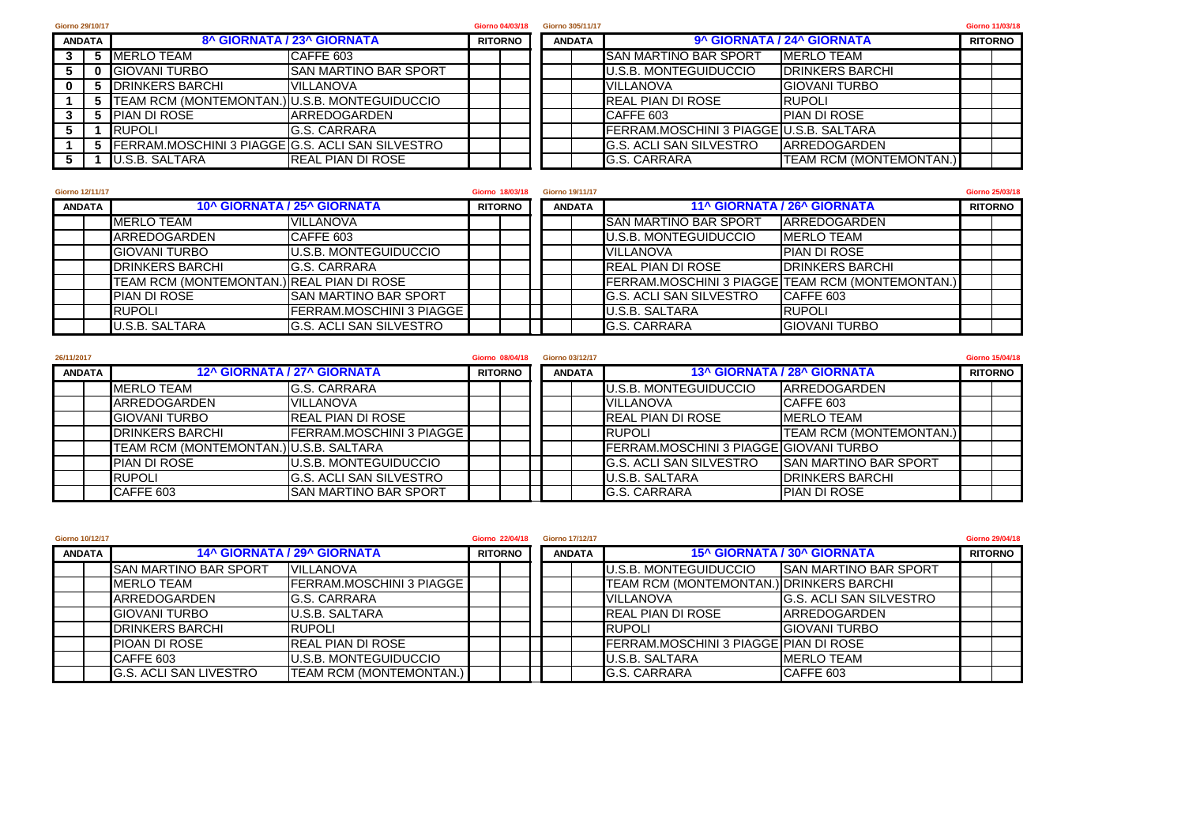Giorno 29/10/17 — Giorno 04/03/18

| ANDATA | | 8^ GIORNATA / 23^ GIORNATA | | RITORNO | |
|---|---|---|---|---|---|
| 3 | 5 | MERLO TEAM | CAFFE 603 | | |
| 5 | 0 | GIOVANI TURBO | SAN MARTINO BAR SPORT | | |
| 0 | 5 | DRINKERS BARCHI | VILLANOVA | | |
| 1 | 5 | TEAM RCM (MONTEMONTAN.) | U.S.B. MONTEGUIDUCCIO | | |
| 3 | 5 | PIAN DI ROSE | ARREDOGARDEN | | |
| 5 | 1 | RUPOLI | G.S. CARRARA | | |
| 1 | 5 | FERRAM.MOSCHINI 3 PIAGGE | G.S. ACLI SAN SILVESTRO | | |
| 5 | 1 | U.S.B. SALTARA | REAL PIAN DI ROSE | | |

Giorno 305/11/17 — Giorno 11/03/18

| ANDATA | | 9^ GIORNATA / 24^ GIORNATA | | RITORNO | |
|---|---|---|---|---|---|
| | | SAN MARTINO BAR SPORT | MERLO TEAM | | |
| | | U.S.B. MONTEGUIDUCCIO | DRINKERS BARCHI | | |
| | | VILLANOVA | GIOVANI TURBO | | |
| | | REAL PIAN DI ROSE | RUPOLI | | |
| | | CAFFE 603 | PIAN DI ROSE | | |
| | | FERRAM.MOSCHINI 3 PIAGGE | U.S.B. SALTARA | | |
| | | G.S. ACLI SAN SILVESTRO | ARREDOGARDEN | | |
| | | G.S. CARRARA | TEAM RCM (MONTEMONTAN.) | | |

Giorno 12/11/17 — Giorno 18/03/18

| ANDATA | | 10^ GIORNATA / 25^ GIORNATA | | RITORNO | |
|---|---|---|---|---|---|
| | | MERLO TEAM | VILLANOVA | | |
| | | ARREDOGARDEN | CAFFE 603 | | |
| | | GIOVANI TURBO | U.S.B. MONTEGUIDUCCIO | | |
| | | DRINKERS BARCHI | G.S. CARRARA | | |
| | | TEAM RCM (MONTEMONTAN.) | REAL PIAN DI ROSE | | |
| | | PIAN DI ROSE | SAN MARTINO BAR SPORT | | |
| | | RUPOLI | FERRAM.MOSCHINI 3 PIAGGE | | |
| | | U.S.B. SALTARA | G.S. ACLI SAN SILVESTRO | | |

Giorno 19/11/17 — Giorno 25/03/18

| ANDATA | | 11^ GIORNATA / 26^ GIORNATA | | RITORNO | |
|---|---|---|---|---|---|
| | | SAN MARTINO BAR SPORT | ARREDOGARDEN | | |
| | | U.S.B. MONTEGUIDUCCIO | MERLO TEAM | | |
| | | VILLANOVA | PIAN DI ROSE | | |
| | | REAL PIAN DI ROSE | DRINKERS BARCHI | | |
| | | FERRAM.MOSCHINI 3 PIAGGE | TEAM RCM (MONTEMONTAN.) | | |
| | | G.S. ACLI SAN SILVESTRO | CAFFE 603 | | |
| | | U.S.B. SALTARA | RUPOLI | | |
| | | G.S. CARRARA | GIOVANI TURBO | | |

26/11/2017 — Giorno 08/04/18

| ANDATA | | 12^ GIORNATA / 27^ GIORNATA | | RITORNO | |
|---|---|---|---|---|---|
| | | MERLO TEAM | G.S. CARRARA | | |
| | | ARREDOGARDEN | VILLANOVA | | |
| | | GIOVANI TURBO | REAL PIAN DI ROSE | | |
| | | DRINKERS BARCHI | FERRAM.MOSCHINI 3 PIAGGE | | |
| | | TEAM RCM (MONTEMONTAN.) | U.S.B. SALTARA | | |
| | | PIAN DI ROSE | U.S.B. MONTEGUIDUCCIO | | |
| | | RUPOLI | G.S. ACLI SAN SILVESTRO | | |
| | | CAFFE 603 | SAN MARTINO BAR SPORT | | |

Giorno 03/12/17 — Giorno 15/04/18

| ANDATA | | 13^ GIORNATA / 28^ GIORNATA | | RITORNO | |
|---|---|---|---|---|---|
| | | U.S.B. MONTEGUIDUCCIO | ARREDOGARDEN | | |
| | | VILLANOVA | CAFFE 603 | | |
| | | REAL PIAN DI ROSE | MERLO TEAM | | |
| | | RUPOLI | TEAM RCM (MONTEMONTAN.) | | |
| | | FERRAM.MOSCHINI 3 PIAGGE | GIOVANI TURBO | | |
| | | G.S. ACLI SAN SILVESTRO | SAN MARTINO BAR SPORT | | |
| | | U.S.B. SALTARA | DRINKERS BARCHI | | |
| | | G.S. CARRARA | PIAN DI ROSE | | |

Giorno 10/12/17 — Giorno 22/04/18

| ANDATA | | 14^ GIORNATA / 29^ GIORNATA | | RITORNO | |
|---|---|---|---|---|---|
| | | SAN MARTINO BAR SPORT | VILLANOVA | | |
| | | MERLO TEAM | FERRAM.MOSCHINI 3 PIAGGE | | |
| | | ARREDOGARDEN | G.S. CARRARA | | |
| | | GIOVANI TURBO | U.S.B. SALTARA | | |
| | | DRINKERS BARCHI | RUPOLI | | |
| | | PIOAN DI ROSE | REAL PIAN DI ROSE | | |
| | | CAFFE 603 | U.S.B. MONTEGUIDUCCIO | | |
| | | G.S. ACLI SAN LIVESTRO | TEAM RCM (MONTEMONTAN.) | | |

Giorno 17/12/17 — Giorno 29/04/18

| ANDATA | | 15^ GIORNATA / 30^ GIORNATA | | RITORNO | |
|---|---|---|---|---|---|
| | | U.S.B. MONTEGUIDUCCIO | SAN MARTINO BAR SPORT | | |
| | | TEAM RCM (MONTEMONTAN.) | DRINKERS BARCHI | | |
| | | VILLANOVA | G.S. ACLI SAN SILVESTRO | | |
| | | REAL PIAN DI ROSE | ARREDOGARDEN | | |
| | | RUPOLI | GIOVANI TURBO | | |
| | | FERRAM.MOSCHINI 3 PIAGGE | PIAN DI ROSE | | |
| | | U.S.B. SALTARA | MERLO TEAM | | |
| | | G.S. CARRARA | CAFFE 603 | | |